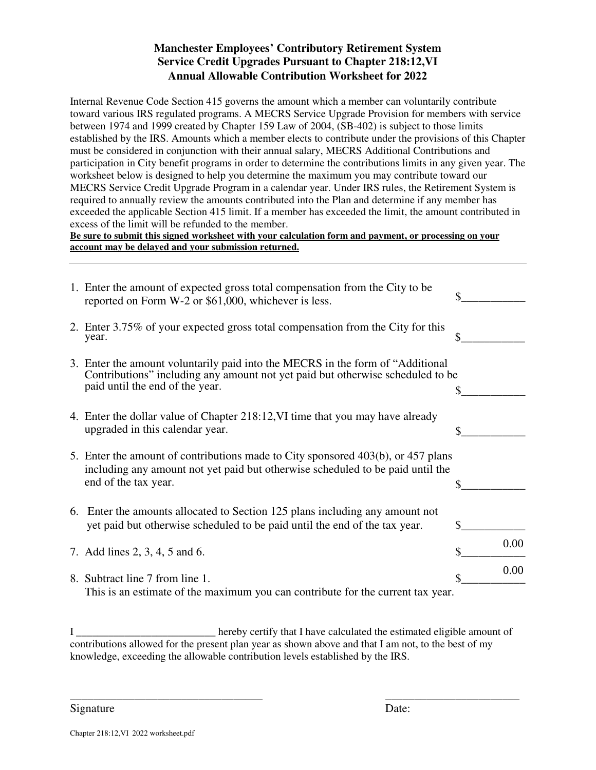# Manchester Employees' Contributory Retirement System
## Service Credit Upgrades Pursuant to Chapter 218:12,VI
## Annual Allowable Contribution Worksheet for 2022

Internal Revenue Code Section 415 governs the amount which a member can voluntarily contribute toward various IRS regulated programs. A MECRS Service Upgrade Provision for members with service between 1974 and 1999 created by Chapter 159 Law of 2004, (SB-402) is subject to those limits established by the IRS. Amounts which a member elects to contribute under the provisions of this Chapter must be considered in conjunction with their annual salary, MECRS Additional Contributions and participation in City benefit programs in order to determine the contributions limits in any given year. The worksheet below is designed to help you determine the maximum you may contribute toward our MECRS Service Credit Upgrade Program in a calendar year. Under IRS rules, the Retirement System is required to annually review the amounts contributed into the Plan and determine if any member has exceeded the applicable Section 415 limit. If a member has exceeded the limit, the amount contributed in excess of the limit will be refunded to the member.

**Be sure to submit this signed worksheet with your calculation form and payment, or processing on your account may be delayed and your submission returned.**

---

1. Enter the amount of expected gross total compensation from the City to be reported on Form W-2 or $61,000, whichever is less. $___________
2. Enter 3.75% of your expected gross total compensation from the City for this year. $___________
3. Enter the amount voluntarily paid into the MECRS in the form of "Additional Contributions" including any amount not yet paid but otherwise scheduled to be paid until the end of the year. $___________
4. Enter the dollar value of Chapter 218:12,VI time that you may have already upgraded in this calendar year. $___________
5. Enter the amount of contributions made to City sponsored 403(b), or 457 plans including any amount not yet paid but otherwise scheduled to be paid until the end of the tax year. $___________
6. Enter the amounts allocated to Section 125 plans including any amount not yet paid but otherwise scheduled to be paid until the end of the tax year. $___________
7. Add lines 2, 3, 4, 5 and 6. $ 0.00
8. Subtract line 7 from line 1. $ 0.00
   This is an estimate of the maximum you can contribute for the current tax year.

I _________________________ hereby certify that I have calculated the estimated eligible amount of contributions allowed for the present plan year as shown above and that I am not, to the best of my knowledge, exceeding the allowable contribution levels established by the IRS.

__________________________________ Signature

________________________ Date:

Chapter 218:12,VI 2022 worksheet.pdf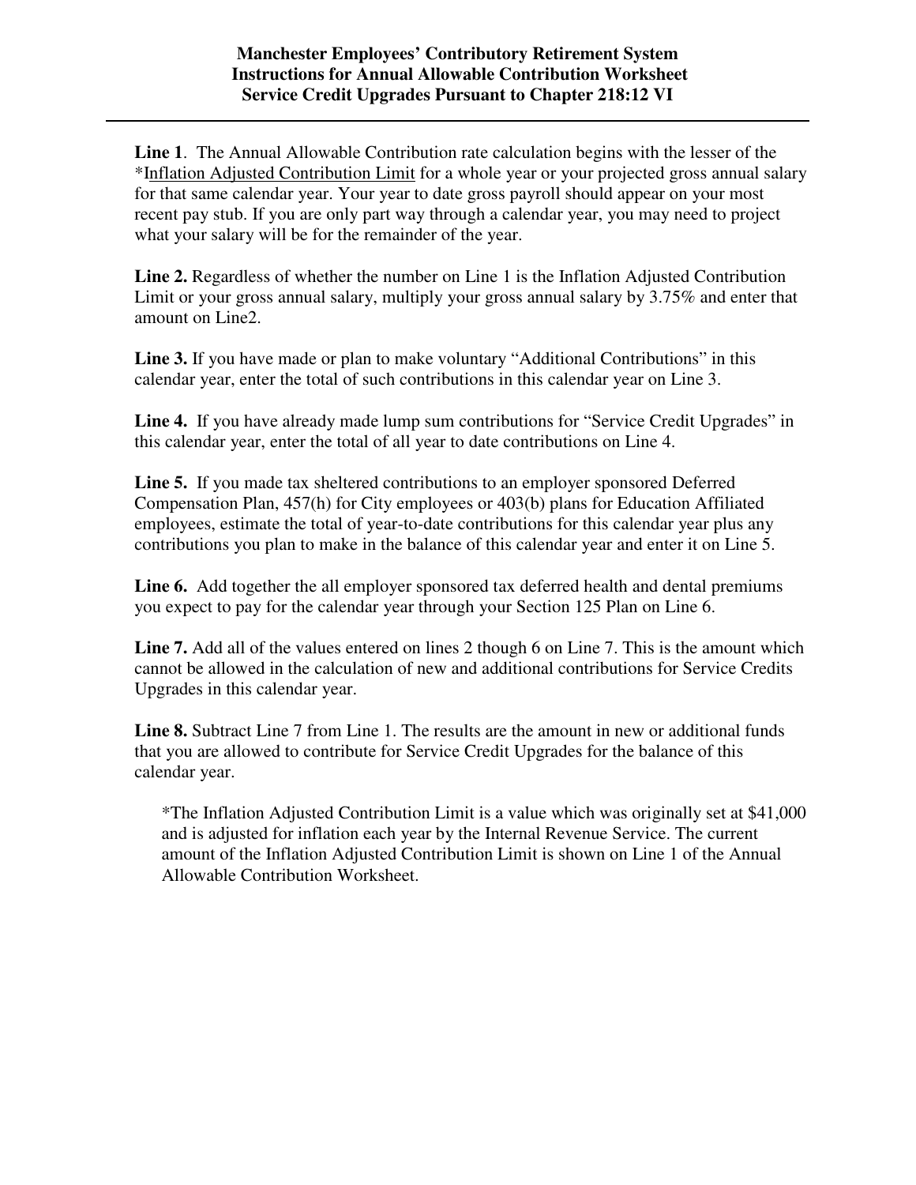# Manchester Employees' Contributory Retirement System
# Instructions for Annual Allowable Contribution Worksheet
# Service Credit Upgrades Pursuant to Chapter 218:12 VI

---

**Line 1**. The Annual Allowable Contribution rate calculation begins with the lesser of the *Inflation Adjusted Contribution Limit for a whole year or your projected gross annual salary for that same calendar year. Your year to date gross payroll should appear on your most recent pay stub. If you are only part way through a calendar year, you may need to project what your salary will be for the remainder of the year.

**Line 2.** Regardless of whether the number on Line 1 is the Inflation Adjusted Contribution Limit or your gross annual salary, multiply your gross annual salary by 3.75% and enter that amount on Line2.

**Line 3.** If you have made or plan to make voluntary "Additional Contributions" in this calendar year, enter the total of such contributions in this calendar year on Line 3.

**Line 4.** If you have already made lump sum contributions for "Service Credit Upgrades" in this calendar year, enter the total of all year to date contributions on Line 4.

**Line 5.** If you made tax sheltered contributions to an employer sponsored Deferred Compensation Plan, 457(h) for City employees or 403(b) plans for Education Affiliated employees, estimate the total of year-to-date contributions for this calendar year plus any contributions you plan to make in the balance of this calendar year and enter it on Line 5.

**Line 6.** Add together the all employer sponsored tax deferred health and dental premiums you expect to pay for the calendar year through your Section 125 Plan on Line 6.

**Line 7.** Add all of the values entered on lines 2 though 6 on Line 7. This is the amount which cannot be allowed in the calculation of new and additional contributions for Service Credits Upgrades in this calendar year.

**Line 8.** Subtract Line 7 from Line 1. The results are the amount in new or additional funds that you are allowed to contribute for Service Credit Upgrades for the balance of this calendar year.

*The Inflation Adjusted Contribution Limit is a value which was originally set at $41,000 and is adjusted for inflation each year by the Internal Revenue Service. The current amount of the Inflation Adjusted Contribution Limit is shown on Line 1 of the Annual Allowable Contribution Worksheet.